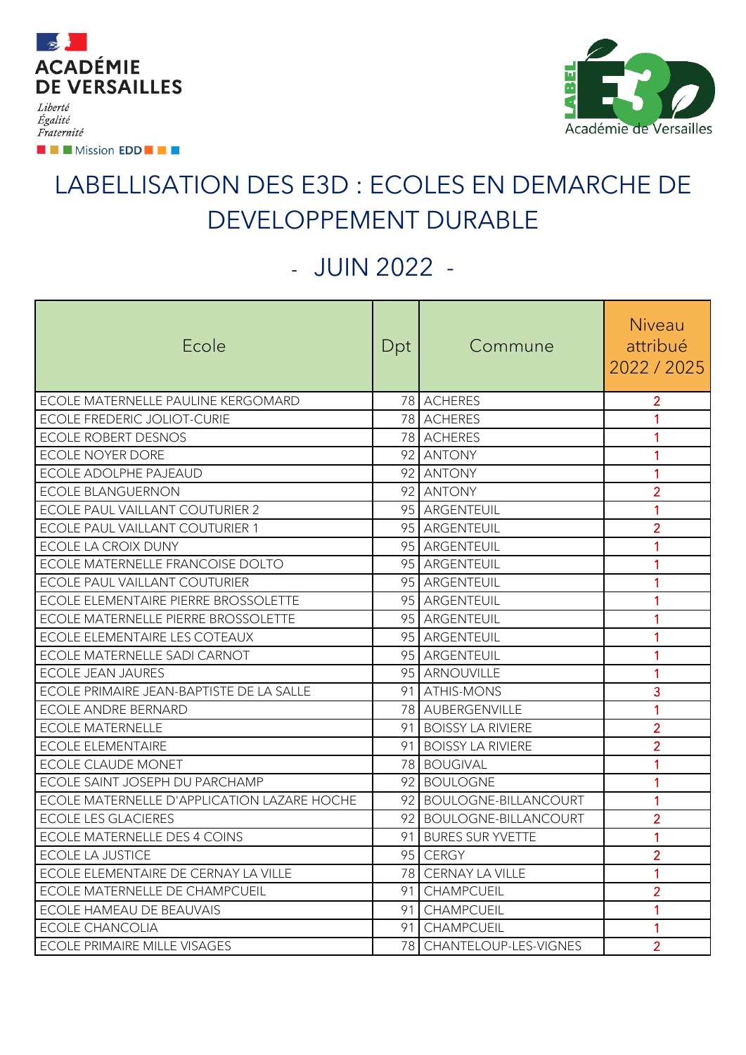ACADÉMIE DE VERSAILLES

*Liberté*
*Égalité*
*Fraternité*

Mission EDD

LABEL E3D Académie de Versailles

# LABELLISATION DES E3D : ECOLES EN DEMARCHE DE DEVELOPPEMENT DURABLE

## - JUIN 2022 -

| Ecole | Dpt | Commune | Niveau attribué 2022 / 2025 |
|---|---|---|---|
| ECOLE MATERNELLE PAULINE KERGOMARD | 78 | ACHERES | 2 |
| ECOLE FREDERIC JOLIOT-CURIE | 78 | ACHERES | 1 |
| ECOLE ROBERT DESNOS | 78 | ACHERES | 1 |
| ECOLE NOYER DORE | 92 | ANTONY | 1 |
| ECOLE ADOLPHE PAJEAUD | 92 | ANTONY | 1 |
| ECOLE BLANGUERNON | 92 | ANTONY | 2 |
| ECOLE PAUL VAILLANT COUTURIER 2 | 95 | ARGENTEUIL | 1 |
| ECOLE PAUL VAILLANT COUTURIER 1 | 95 | ARGENTEUIL | 2 |
| ECOLE LA CROIX DUNY | 95 | ARGENTEUIL | 1 |
| ECOLE MATERNELLE FRANCOISE DOLTO | 95 | ARGENTEUIL | 1 |
| ECOLE PAUL VAILLANT COUTURIER | 95 | ARGENTEUIL | 1 |
| ECOLE ELEMENTAIRE PIERRE BROSSOLETTE | 95 | ARGENTEUIL | 1 |
| ECOLE MATERNELLE PIERRE BROSSOLETTE | 95 | ARGENTEUIL | 1 |
| ECOLE ELEMENTAIRE LES COTEAUX | 95 | ARGENTEUIL | 1 |
| ECOLE MATERNELLE SADI CARNOT | 95 | ARGENTEUIL | 1 |
| ECOLE JEAN JAURES | 95 | ARNOUVILLE | 1 |
| ECOLE PRIMAIRE JEAN-BAPTISTE DE LA SALLE | 91 | ATHIS-MONS | 3 |
| ECOLE ANDRE BERNARD | 78 | AUBERGENVILLE | 1 |
| ECOLE MATERNELLE | 91 | BOISSY LA RIVIERE | 2 |
| ECOLE ELEMENTAIRE | 91 | BOISSY LA RIVIERE | 2 |
| ECOLE CLAUDE MONET | 78 | BOUGIVAL | 1 |
| ECOLE SAINT JOSEPH DU PARCHAMP | 92 | BOULOGNE | 1 |
| ECOLE MATERNELLE D'APPLICATION LAZARE HOCHE | 92 | BOULOGNE-BILLANCOURT | 1 |
| ECOLE LES GLACIERES | 92 | BOULOGNE-BILLANCOURT | 2 |
| ECOLE MATERNELLE DES 4 COINS | 91 | BURES SUR YVETTE | 1 |
| ECOLE LA JUSTICE | 95 | CERGY | 2 |
| ECOLE ELEMENTAIRE DE CERNAY LA VILLE | 78 | CERNAY LA VILLE | 1 |
| ECOLE MATERNELLE DE CHAMPCUEIL | 91 | CHAMPCUEIL | 2 |
| ECOLE HAMEAU DE BEAUVAIS | 91 | CHAMPCUEIL | 1 |
| ECOLE CHANCOLIA | 91 | CHAMPCUEIL | 1 |
| ECOLE PRIMAIRE MILLE VISAGES | 78 | CHANTELOUP-LES-VIGNES | 2 |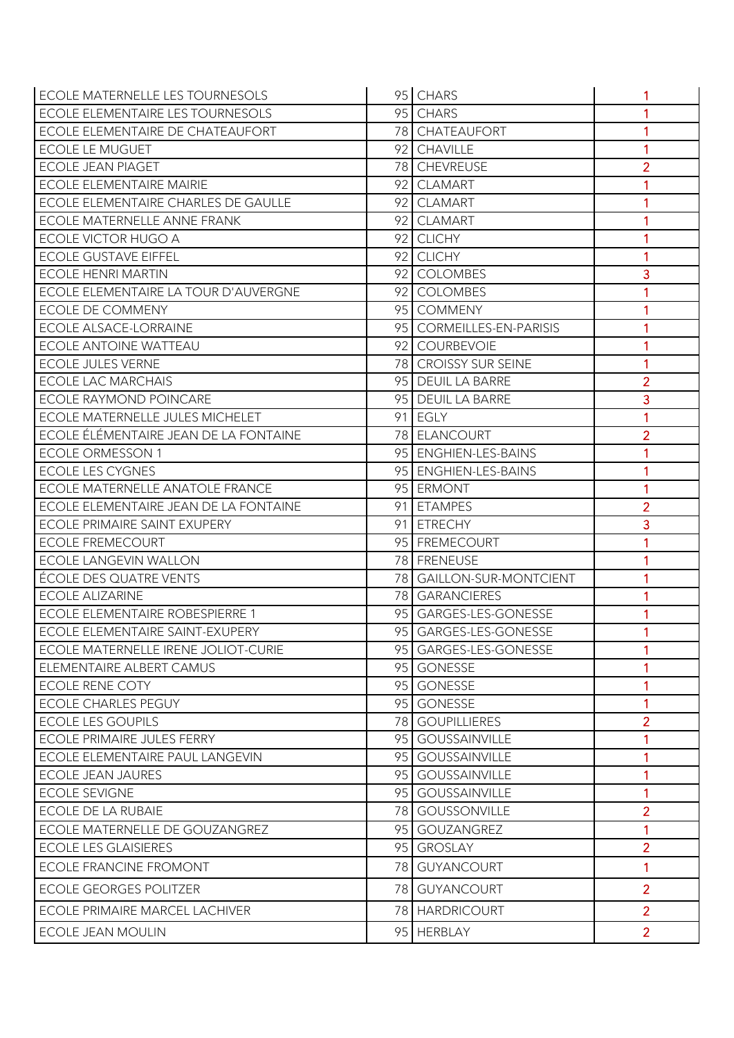| | | | |
|---|---|---|---|
| ECOLE MATERNELLE LES TOURNESOLS | 95 | CHARS | 1 |
| ECOLE ELEMENTAIRE LES TOURNESOLS | 95 | CHARS | 1 |
| ECOLE ELEMENTAIRE DE CHATEAUFORT | 78 | CHATEAUFORT | 1 |
| ECOLE LE MUGUET | 92 | CHAVILLE | 1 |
| ECOLE JEAN PIAGET | 78 | CHEVREUSE | 2 |
| ECOLE ELEMENTAIRE MAIRIE | 92 | CLAMART | 1 |
| ECOLE ELEMENTAIRE CHARLES DE GAULLE | 92 | CLAMART | 1 |
| ECOLE MATERNELLE ANNE FRANK | 92 | CLAMART | 1 |
| ECOLE VICTOR HUGO A | 92 | CLICHY | 1 |
| ECOLE GUSTAVE EIFFEL | 92 | CLICHY | 1 |
| ECOLE HENRI MARTIN | 92 | COLOMBES | 3 |
| ECOLE ELEMENTAIRE LA TOUR D'AUVERGNE | 92 | COLOMBES | 1 |
| ECOLE DE COMMENY | 95 | COMMENY | 1 |
| ECOLE ALSACE-LORRAINE | 95 | CORMEILLES-EN-PARISIS | 1 |
| ECOLE ANTOINE WATTEAU | 92 | COURBEVOIE | 1 |
| ECOLE JULES VERNE | 78 | CROISSY SUR SEINE | 1 |
| ECOLE LAC MARCHAIS | 95 | DEUIL LA BARRE | 2 |
| ECOLE RAYMOND POINCARE | 95 | DEUIL LA BARRE | 3 |
| ECOLE MATERNELLE JULES MICHELET | 91 | EGLY | 1 |
| ECOLE ÉLÉMENTAIRE JEAN DE LA FONTAINE | 78 | ELANCOURT | 2 |
| ECOLE ORMESSON 1 | 95 | ENGHIEN-LES-BAINS | 1 |
| ECOLE LES CYGNES | 95 | ENGHIEN-LES-BAINS | 1 |
| ECOLE MATERNELLE ANATOLE FRANCE | 95 | ERMONT | 1 |
| ECOLE ELEMENTAIRE JEAN DE LA FONTAINE | 91 | ETAMPES | 2 |
| ECOLE PRIMAIRE SAINT EXUPERY | 91 | ETRECHY | 3 |
| ECOLE FREMECOURT | 95 | FREMECOURT | 1 |
| ECOLE LANGEVIN WALLON | 78 | FRENEUSE | 1 |
| ÉCOLE DES QUATRE VENTS | 78 | GAILLON-SUR-MONTCIENT | 1 |
| ECOLE ALIZARINE | 78 | GARANCIERES | 1 |
| ECOLE ELEMENTAIRE ROBESPIERRE 1 | 95 | GARGES-LES-GONESSE | 1 |
| ECOLE ELEMENTAIRE SAINT-EXUPERY | 95 | GARGES-LES-GONESSE | 1 |
| ECOLE MATERNELLE IRENE JOLIOT-CURIE | 95 | GARGES-LES-GONESSE | 1 |
| ELEMENTAIRE ALBERT CAMUS | 95 | GONESSE | 1 |
| ECOLE RENE COTY | 95 | GONESSE | 1 |
| ECOLE CHARLES PEGUY | 95 | GONESSE | 1 |
| ECOLE LES GOUPILS | 78 | GOUPILLIERES | 2 |
| ECOLE PRIMAIRE JULES FERRY | 95 | GOUSSAINVILLE | 1 |
| ECOLE ELEMENTAIRE PAUL LANGEVIN | 95 | GOUSSAINVILLE | 1 |
| ECOLE JEAN JAURES | 95 | GOUSSAINVILLE | 1 |
| ECOLE SEVIGNE | 95 | GOUSSAINVILLE | 1 |
| ECOLE DE LA RUBAIE | 78 | GOUSSONVILLE | 2 |
| ECOLE MATERNELLE DE GOUZANGREZ | 95 | GOUZANGREZ | 1 |
| ECOLE LES GLAISIERES | 95 | GROSLAY | 2 |
| ECOLE FRANCINE FROMONT | 78 | GUYANCOURT | 1 |
| ECOLE GEORGES POLITZER | 78 | GUYANCOURT | 2 |
| ECOLE PRIMAIRE MARCEL LACHIVER | 78 | HARDRICOURT | 2 |
| ECOLE JEAN MOULIN | 95 | HERBLAY | 2 |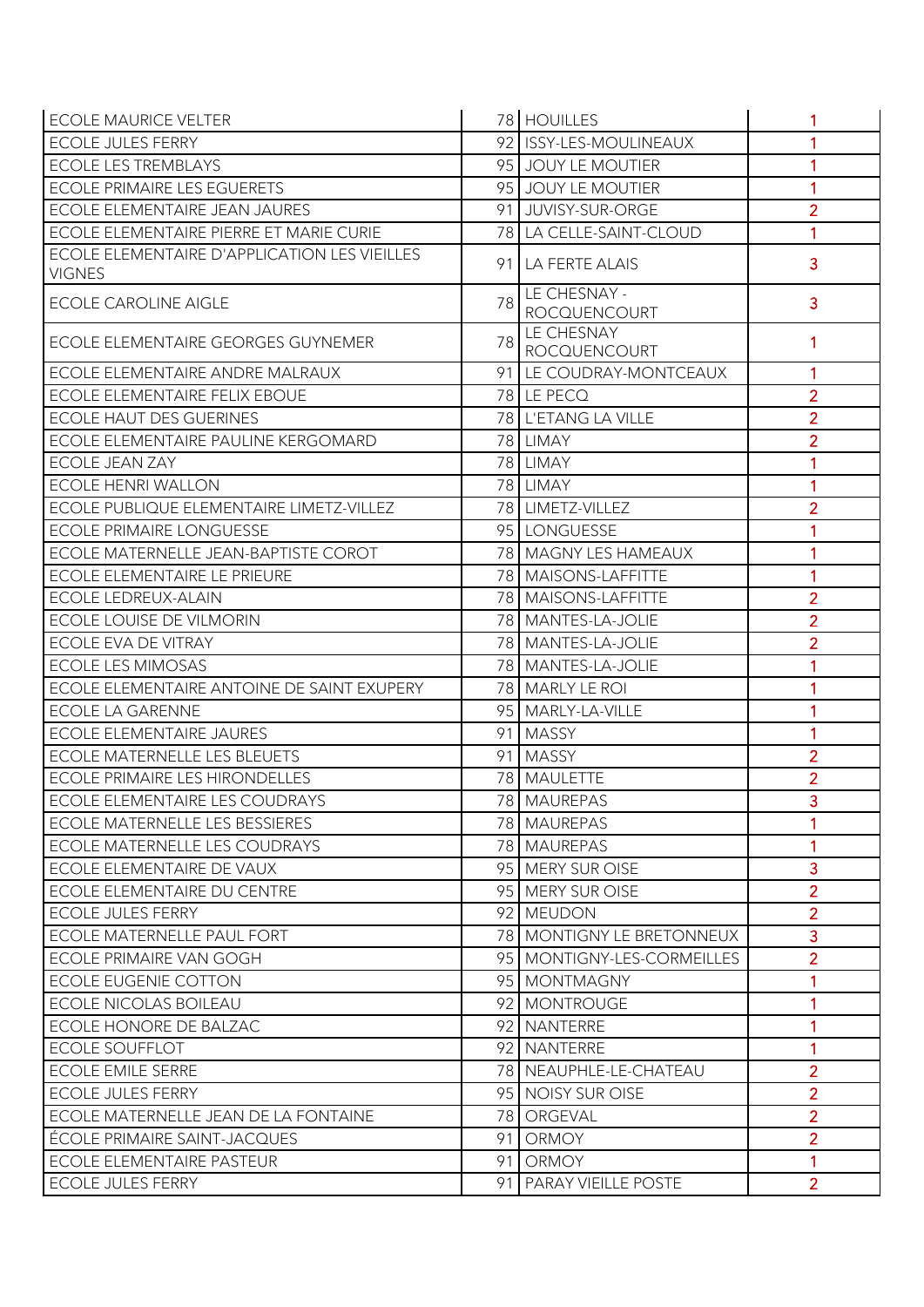| | | | |
|---|---|---|---|
| ECOLE MAURICE VELTER | 78 | HOUILLES | 1 |
| ECOLE JULES FERRY | 92 | ISSY-LES-MOULINEAUX | 1 |
| ECOLE LES TREMBLAYS | 95 | JOUY LE MOUTIER | 1 |
| ECOLE PRIMAIRE LES EGUERETS | 95 | JOUY LE MOUTIER | 1 |
| ECOLE ELEMENTAIRE JEAN JAURES | 91 | JUVISY-SUR-ORGE | 2 |
| ECOLE ELEMENTAIRE PIERRE ET MARIE CURIE | 78 | LA CELLE-SAINT-CLOUD | 1 |
| ECOLE ELEMENTAIRE D'APPLICATION LES VIEILLES VIGNES | 91 | LA FERTE ALAIS | 3 |
| ECOLE CAROLINE AIGLE | 78 | LE CHESNAY - ROCQUENCOURT | 3 |
| ECOLE ELEMENTAIRE GEORGES GUYNEMER | 78 | LE CHESNAY ROCQUENCOURT | 1 |
| ECOLE ELEMENTAIRE ANDRE MALRAUX | 91 | LE COUDRAY-MONTCEAUX | 1 |
| ECOLE ELEMENTAIRE FELIX EBOUE | 78 | LE PECQ | 2 |
| ECOLE HAUT DES GUERINES | 78 | L'ETANG LA VILLE | 2 |
| ECOLE ELEMENTAIRE PAULINE KERGOMARD | 78 | LIMAY | 2 |
| ECOLE JEAN ZAY | 78 | LIMAY | 1 |
| ECOLE HENRI WALLON | 78 | LIMAY | 1 |
| ECOLE PUBLIQUE ELEMENTAIRE LIMETZ-VILLEZ | 78 | LIMETZ-VILLEZ | 2 |
| ECOLE PRIMAIRE LONGUESSE | 95 | LONGUESSE | 1 |
| ECOLE MATERNELLE JEAN-BAPTISTE COROT | 78 | MAGNY LES HAMEAUX | 1 |
| ECOLE ELEMENTAIRE LE PRIEURE | 78 | MAISONS-LAFFITTE | 1 |
| ECOLE LEDREUX-ALAIN | 78 | MAISONS-LAFFITTE | 2 |
| ECOLE LOUISE DE VILMORIN | 78 | MANTES-LA-JOLIE | 2 |
| ECOLE EVA DE VITRAY | 78 | MANTES-LA-JOLIE | 2 |
| ECOLE LES MIMOSAS | 78 | MANTES-LA-JOLIE | 1 |
| ECOLE ELEMENTAIRE ANTOINE DE SAINT EXUPERY | 78 | MARLY LE ROI | 1 |
| ECOLE LA GARENNE | 95 | MARLY-LA-VILLE | 1 |
| ECOLE ELEMENTAIRE JAURES | 91 | MASSY | 1 |
| ECOLE MATERNELLE LES BLEUETS | 91 | MASSY | 2 |
| ECOLE PRIMAIRE LES HIRONDELLES | 78 | MAULETTE | 2 |
| ECOLE ELEMENTAIRE LES COUDRAYS | 78 | MAUREPAS | 3 |
| ECOLE MATERNELLE LES BESSIERES | 78 | MAUREPAS | 1 |
| ECOLE MATERNELLE LES COUDRAYS | 78 | MAUREPAS | 1 |
| ECOLE ELEMENTAIRE DE VAUX | 95 | MERY SUR OISE | 3 |
| ECOLE ELEMENTAIRE DU CENTRE | 95 | MERY SUR OISE | 2 |
| ECOLE JULES FERRY | 92 | MEUDON | 2 |
| ECOLE MATERNELLE PAUL FORT | 78 | MONTIGNY LE BRETONNEUX | 3 |
| ECOLE PRIMAIRE VAN GOGH | 95 | MONTIGNY-LES-CORMEILLES | 2 |
| ECOLE EUGENIE COTTON | 95 | MONTMAGNY | 1 |
| ECOLE NICOLAS BOILEAU | 92 | MONTROUGE | 1 |
| ECOLE HONORE DE BALZAC | 92 | NANTERRE | 1 |
| ECOLE SOUFFLOT | 92 | NANTERRE | 1 |
| ECOLE EMILE SERRE | 78 | NEAUPHLE-LE-CHATEAU | 2 |
| ECOLE JULES FERRY | 95 | NOISY SUR OISE | 2 |
| ECOLE MATERNELLE JEAN DE LA FONTAINE | 78 | ORGEVAL | 2 |
| ÉCOLE PRIMAIRE SAINT-JACQUES | 91 | ORMOY | 2 |
| ECOLE ELEMENTAIRE PASTEUR | 91 | ORMOY | 1 |
| ECOLE JULES FERRY | 91 | PARAY VIEILLE POSTE | 2 |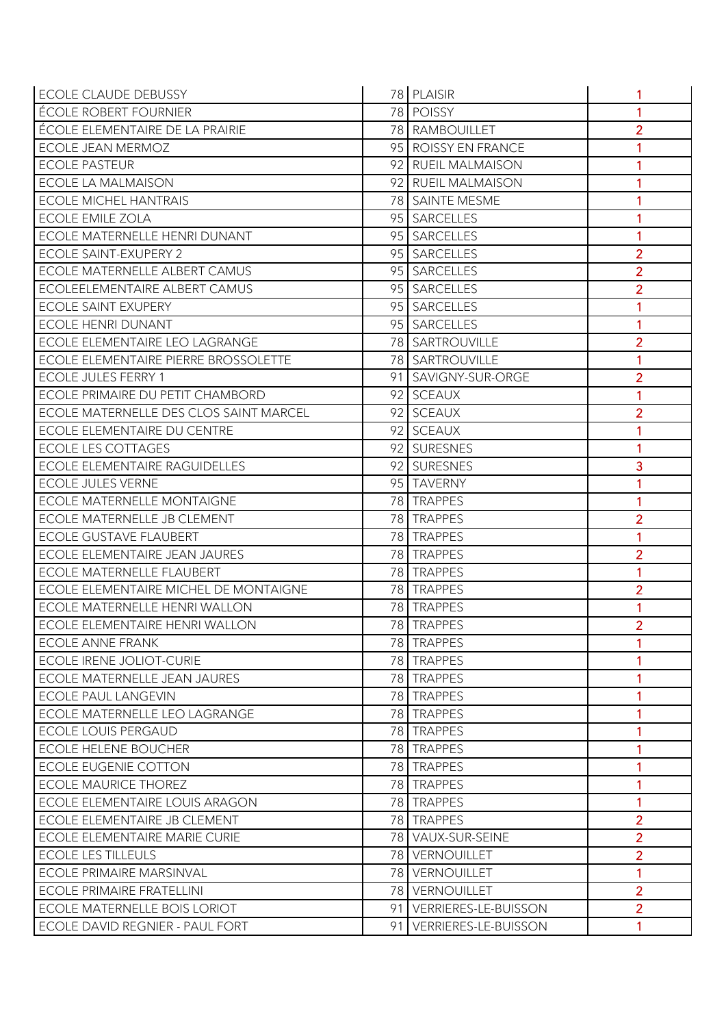| | | | |
|---|---|---|---|
| ECOLE CLAUDE DEBUSSY | 78 | PLAISIR | 1 |
| ÉCOLE ROBERT FOURNIER | 78 | POISSY | 1 |
| ÉCOLE ELEMENTAIRE DE LA PRAIRIE | 78 | RAMBOUILLET | 2 |
| ECOLE JEAN MERMOZ | 95 | ROISSY EN FRANCE | 1 |
| ECOLE PASTEUR | 92 | RUEIL MALMAISON | 1 |
| ECOLE LA MALMAISON | 92 | RUEIL MALMAISON | 1 |
| ECOLE MICHEL HANTRAIS | 78 | SAINTE MESME | 1 |
| ECOLE EMILE ZOLA | 95 | SARCELLES | 1 |
| ECOLE MATERNELLE HENRI DUNANT | 95 | SARCELLES | 1 |
| ECOLE SAINT-EXUPERY 2 | 95 | SARCELLES | 2 |
| ECOLE MATERNELLE ALBERT CAMUS | 95 | SARCELLES | 2 |
| ECOLEELEMENTAIRE ALBERT CAMUS | 95 | SARCELLES | 2 |
| ECOLE SAINT EXUPERY | 95 | SARCELLES | 1 |
| ECOLE HENRI DUNANT | 95 | SARCELLES | 1 |
| ECOLE ELEMENTAIRE LEO LAGRANGE | 78 | SARTROUVILLE | 2 |
| ECOLE ELEMENTAIRE PIERRE BROSSOLETTE | 78 | SARTROUVILLE | 1 |
| ECOLE JULES FERRY 1 | 91 | SAVIGNY-SUR-ORGE | 2 |
| ECOLE PRIMAIRE DU PETIT CHAMBORD | 92 | SCEAUX | 1 |
| ECOLE MATERNELLE DES CLOS SAINT MARCEL | 92 | SCEAUX | 2 |
| ECOLE ELEMENTAIRE DU CENTRE | 92 | SCEAUX | 1 |
| ECOLE LES COTTAGES | 92 | SURESNES | 1 |
| ECOLE ELEMENTAIRE RAGUIDELLES | 92 | SURESNES | 3 |
| ECOLE JULES VERNE | 95 | TAVERNY | 1 |
| ECOLE MATERNELLE MONTAIGNE | 78 | TRAPPES | 1 |
| ECOLE MATERNELLE JB CLEMENT | 78 | TRAPPES | 2 |
| ECOLE GUSTAVE FLAUBERT | 78 | TRAPPES | 1 |
| ECOLE ELEMENTAIRE JEAN JAURES | 78 | TRAPPES | 2 |
| ECOLE MATERNELLE FLAUBERT | 78 | TRAPPES | 1 |
| ECOLE ELEMENTAIRE MICHEL DE MONTAIGNE | 78 | TRAPPES | 2 |
| ECOLE MATERNELLE HENRI WALLON | 78 | TRAPPES | 1 |
| ECOLE ELEMENTAIRE HENRI WALLON | 78 | TRAPPES | 2 |
| ECOLE ANNE FRANK | 78 | TRAPPES | 1 |
| ECOLE IRENE JOLIOT-CURIE | 78 | TRAPPES | 1 |
| ECOLE MATERNELLE JEAN JAURES | 78 | TRAPPES | 1 |
| ECOLE PAUL LANGEVIN | 78 | TRAPPES | 1 |
| ECOLE MATERNELLE LEO LAGRANGE | 78 | TRAPPES | 1 |
| ECOLE LOUIS PERGAUD | 78 | TRAPPES | 1 |
| ECOLE HELENE BOUCHER | 78 | TRAPPES | 1 |
| ECOLE EUGENIE COTTON | 78 | TRAPPES | 1 |
| ECOLE MAURICE THOREZ | 78 | TRAPPES | 1 |
| ECOLE ELEMENTAIRE LOUIS ARAGON | 78 | TRAPPES | 1 |
| ECOLE ELEMENTAIRE JB CLEMENT | 78 | TRAPPES | 2 |
| ECOLE ELEMENTAIRE MARIE CURIE | 78 | VAUX-SUR-SEINE | 2 |
| ECOLE LES TILLEULS | 78 | VERNOUILLET | 2 |
| ECOLE PRIMAIRE MARSINVAL | 78 | VERNOUILLET | 1 |
| ECOLE PRIMAIRE FRATELLINI | 78 | VERNOUILLET | 2 |
| ECOLE MATERNELLE BOIS LORIOT | 91 | VERRIERES-LE-BUISSON | 2 |
| ECOLE DAVID REGNIER - PAUL FORT | 91 | VERRIERES-LE-BUISSON | 1 |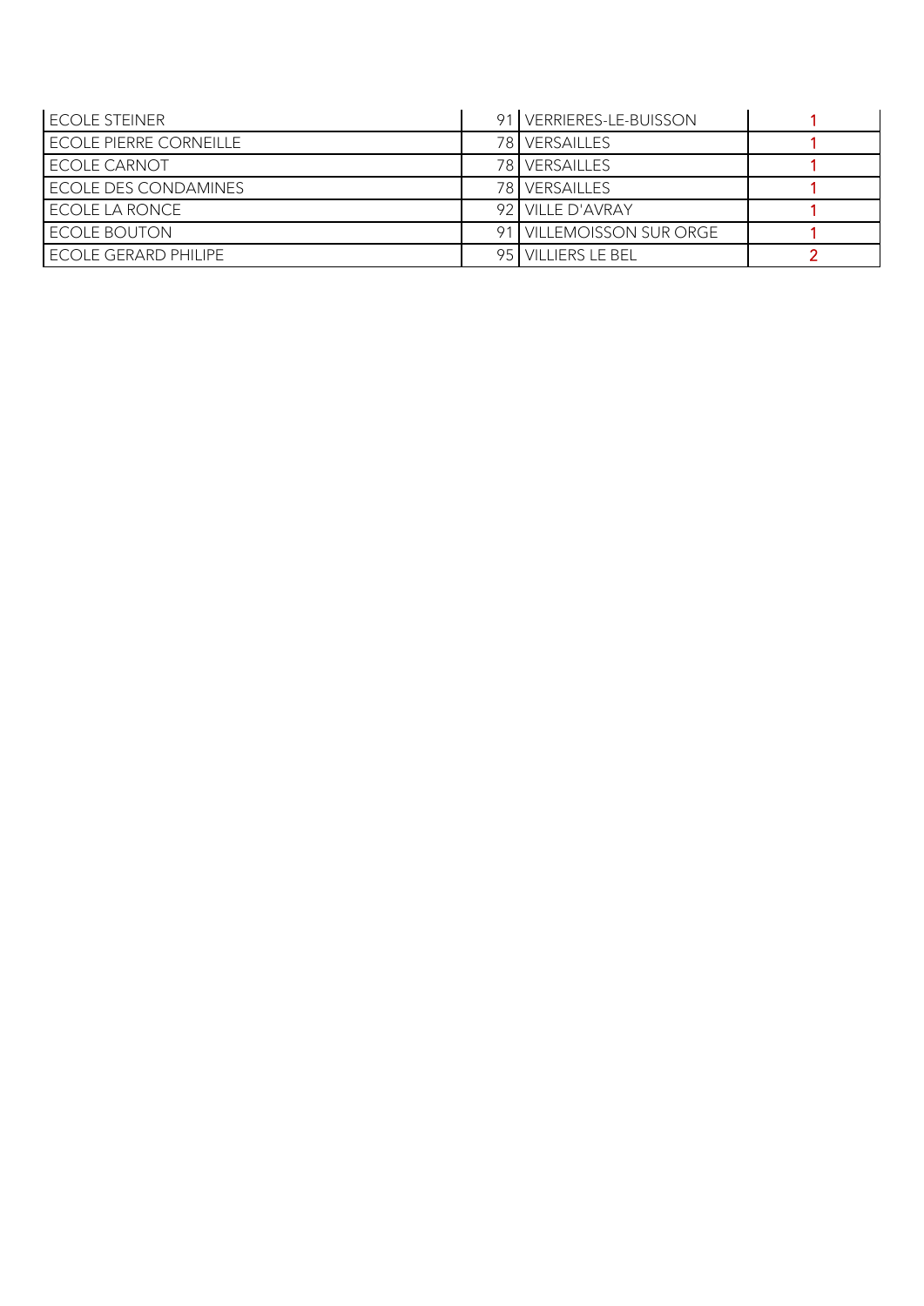| | | | |
|---|---|---|---|
| ECOLE STEINER | 91 | VERRIERES-LE-BUISSON | 1 |
| ECOLE PIERRE CORNEILLE | 78 | VERSAILLES | 1 |
| ECOLE CARNOT | 78 | VERSAILLES | 1 |
| ECOLE DES CONDAMINES | 78 | VERSAILLES | 1 |
| ECOLE LA RONCE | 92 | VILLE D'AVRAY | 1 |
| ECOLE BOUTON | 91 | VILLEMOISSON SUR ORGE | 1 |
| ECOLE GERARD PHILIPE | 95 | VILLIERS LE BEL | 2 |